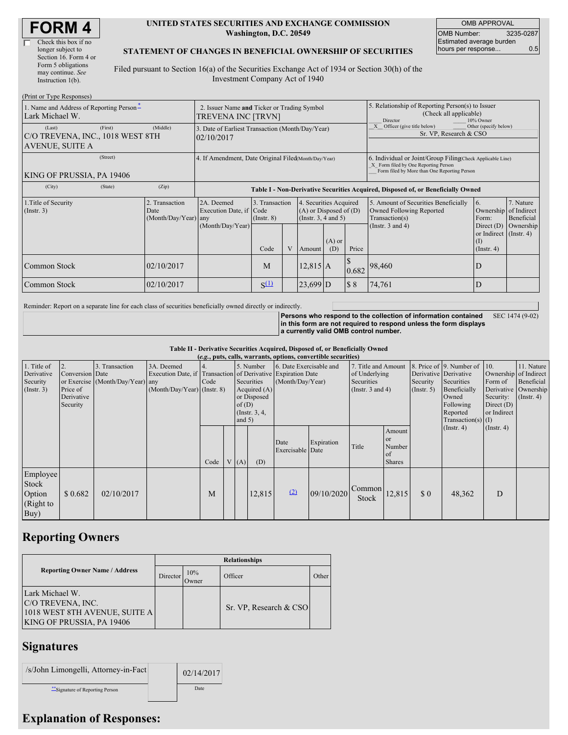# FORM 4

☐ Check this box if no longer subject to Section 16. Form 4 or Form 5 obligations may continue. *See* Instruction 1(b).

**UNITED STATES SECURITIES AND EXCHANGE COMMISSION**
**Washington, D.C. 20549**

**STATEMENT OF CHANGES IN BENEFICIAL OWNERSHIP OF SECURITIES**

Filed pursuant to Section 16(a) of the Securities Exchange Act of 1934 or Section 30(h) of the Investment Company Act of 1940

| OMB APPROVAL | |
|---|---|
| OMB Number: | 3235-0287 |
| Estimated average burden hours per response... | 0.5 |

(Print or Type Responses)

| | | |
|---|---|---|
| 1. Name and Address of Reporting Person* <br> Lark Michael W. | 2. Issuer Name **and** Ticker or Trading Symbol <br> TREVENA INC [TRVN] | 5. Relationship of Reporting Person(s) to Issuer (Check all applicable) <br> ___ Director ___ 10% Owner <br> _X_ Officer (give title below) ___ Other (specify below) <br> Sr. VP, Research & CSO |
| (Last) (First) (Middle) <br> C/O TREVENA, INC., 1018 WEST 8TH AVENUE, SUITE A | 3. Date of Earliest Transaction (Month/Day/Year) <br> 02/10/2017 | |
| (Street) <br> KING OF PRUSSIA, PA 19406 | 4. If Amendment, Date Original Filed (Month/Day/Year) | 6. Individual or Joint/Group Filing (Check Applicable Line) <br> _X_ Form filed by One Reporting Person <br> ___ Form filed by More than One Reporting Person |
| (City) (State) (Zip) | | |

**Table I - Non-Derivative Securities Acquired, Disposed of, or Beneficially Owned**

| 1.Title of Security (Instr. 3) | 2. Transaction Date (Month/Day/Year) | 2A. Deemed Execution Date, if any (Month/Day/Year) | 3. Transaction Code (Instr. 8) | | 4. Securities Acquired (A) or Disposed of (D) (Instr. 3, 4 and 5) | | | 5. Amount of Securities Beneficially Owned Following Reported Transaction(s) (Instr. 3 and 4) | 6. Ownership Form: Direct (D) or Indirect (I) (Instr. 4) | 7. Nature of Indirect Beneficial Ownership (Instr. 4) |
|---|---|---|---|---|---|---|---|---|---|---|
| | | | Code | V | Amount | (A) or (D) | Price | | | |
| Common Stock | 02/10/2017 | | M | | 12,815 | A | $ 0.682 | 98,460 | D | |
| Common Stock | 02/10/2017 | | S[(1)] | | 23,699 | D | $ 8 | 74,761 | D | |

Reminder: Report on a separate line for each class of securities beneficially owned directly or indirectly.

**Persons who respond to the collection of information contained in this form are not required to respond unless the form displays a currently valid OMB control number.** SEC 1474 (9-02)

**Table II - Derivative Securities Acquired, Disposed of, or Beneficially Owned**
**(*e.g.*, puts, calls, warrants, options, convertible securities)**

| 1. Title of Derivative Security (Instr. 3) | 2. Conversion or Exercise Price of Derivative Security | 3. Transaction Date (Month/Day/Year) | 3A. Deemed Execution Date, if any (Month/Day/Year) | 4. Transaction Code (Instr. 8) | | 5. Number of Derivative Securities Acquired (A) or Disposed of (D) (Instr. 3, 4, and 5) | | 6. Date Exercisable and Expiration Date (Month/Day/Year) | | 7. Title and Amount of Underlying Securities (Instr. 3 and 4) | | 8. Price of Derivative Security (Instr. 5) | 9. Number of Derivative Securities Beneficially Owned Following Reported Transaction(s) (Instr. 4) | 10. Ownership Form of Derivative Security: Direct (D) or Indirect (I) (Instr. 4) | 11. Nature of Indirect Beneficial Ownership (Instr. 4) |
|---|---|---|---|---|---|---|---|---|---|---|---|---|---|---|---|
| | | | | Code | V | (A) | (D) | Date Exercisable | Expiration Date | Title | Amount or Number of Shares | | | | |
| Employee Stock Option (Right to Buy) | $ 0.682 | 02/10/2017 | | M | | | 12,815 | [(2)] | 09/10/2020 | Common Stock | 12,815 | $ 0 | 48,362 | D | |

## Reporting Owners

| Reporting Owner Name / Address | Relationships | | | |
|---|---|---|---|---|
| | Director | 10% Owner | Officer | Other |
| Lark Michael W.<br>C/O TREVENA, INC.<br>1018 WEST 8TH AVENUE, SUITE A<br>KING OF PRUSSIA, PA 19406 | | | Sr. VP, Research & CSO | |

## Signatures

| | |
|---|---|
| /s/John Limongelli, Attorney-in-Fact | 02/14/2017 |
| **Signature of Reporting Person | Date |

## Explanation of Responses: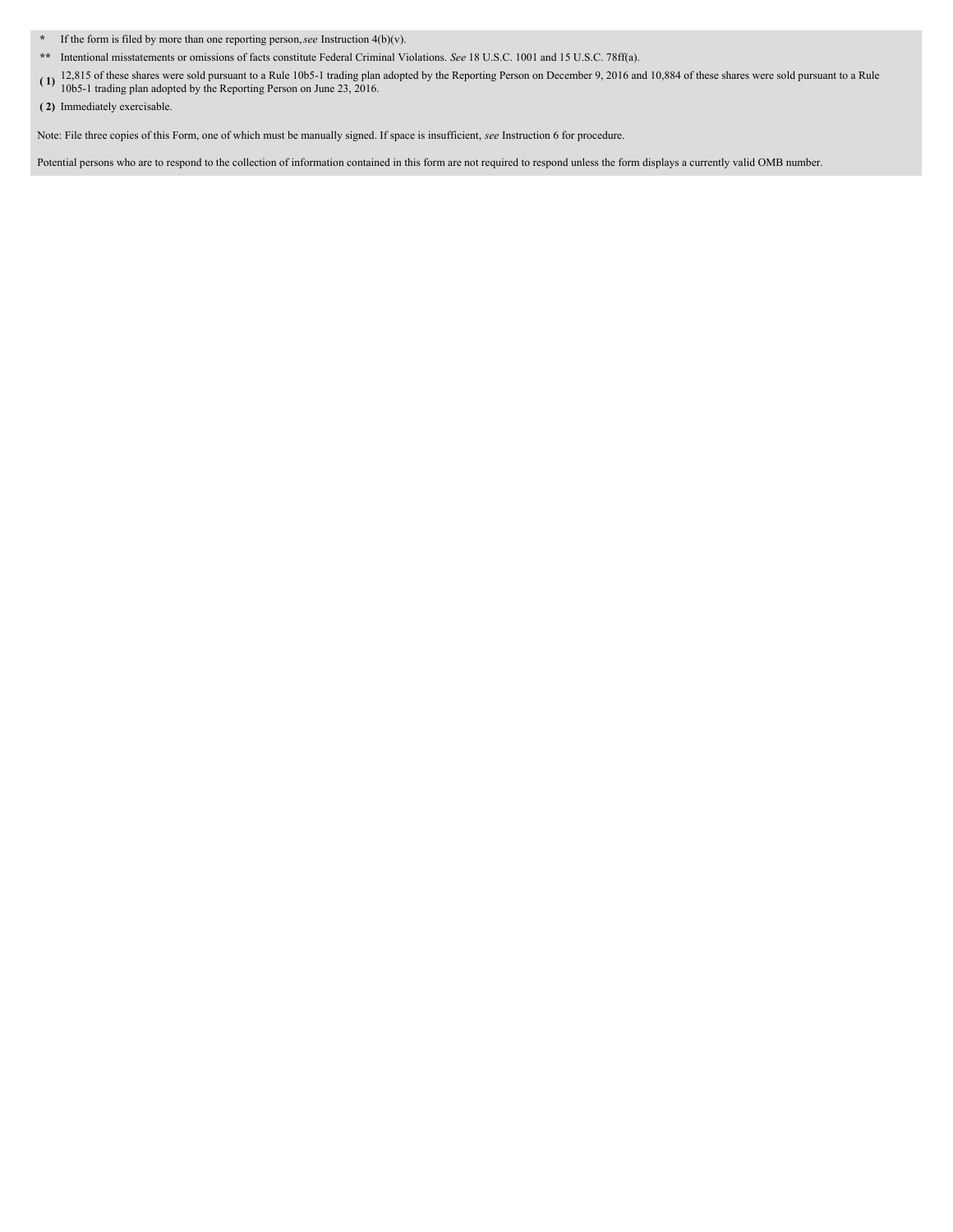\* If the form is filed by more than one reporting person, *see* Instruction 4(b)(v).

\*\* Intentional misstatements or omissions of facts constitute Federal Criminal Violations. *See* 18 U.S.C. 1001 and 15 U.S.C. 78ff(a).

( 1) 12,815 of these shares were sold pursuant to a Rule 10b5-1 trading plan adopted by the Reporting Person on December 9, 2016 and 10,884 of these shares were sold pursuant to a Rule 10b5-1 trading plan adopted by the Reporting Person on June 23, 2016.

( 2) Immediately exercisable.

Note: File three copies of this Form, one of which must be manually signed. If space is insufficient, *see* Instruction 6 for procedure.

Potential persons who are to respond to the collection of information contained in this form are not required to respond unless the form displays a currently valid OMB number.